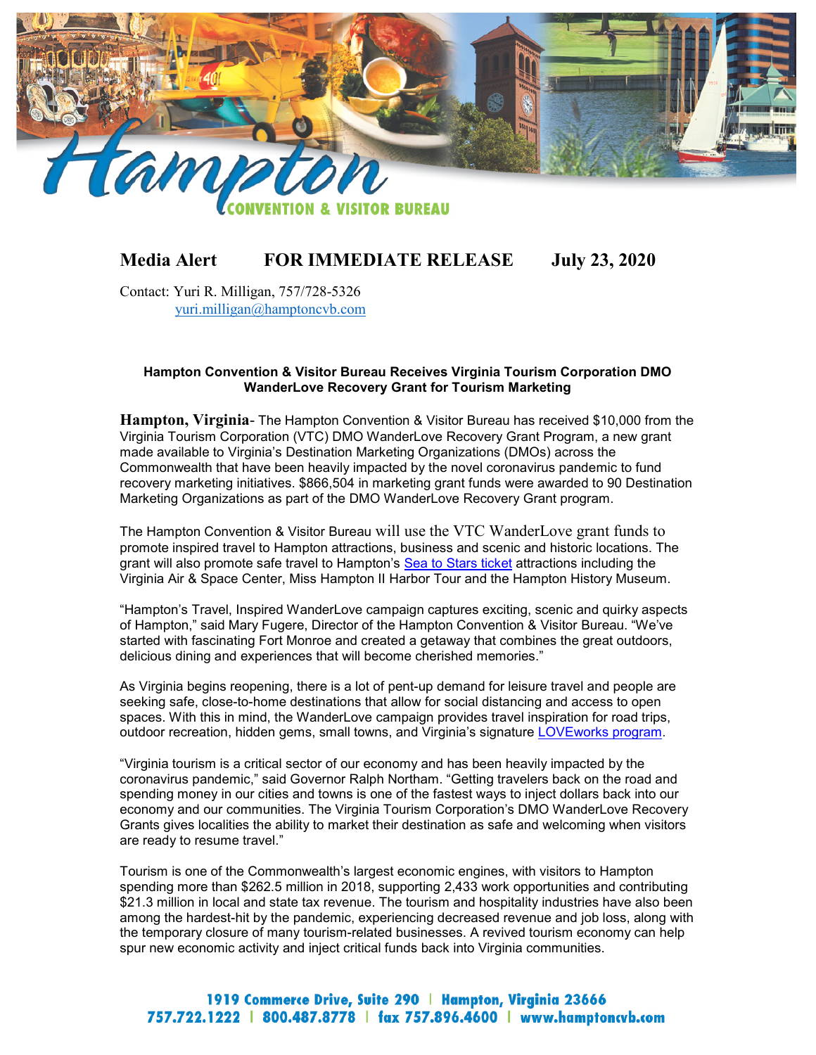# Hampton CONVENTION & VISITOR BUREAU

**Media Alert** **FOR IMMEDIATE RELEASE** **July 23, 2020**

Contact: Yuri R. Milligan, 757/728-5326
yuri.milligan@hamptoncvb.com

**Hampton Convention & Visitor Bureau Receives Virginia Tourism Corporation DMO WanderLove Recovery Grant for Tourism Marketing**

**Hampton, Virginia**- The Hampton Convention & Visitor Bureau has received $10,000 from the Virginia Tourism Corporation (VTC) DMO WanderLove Recovery Grant Program, a new grant made available to Virginia's Destination Marketing Organizations (DMOs) across the Commonwealth that have been heavily impacted by the novel coronavirus pandemic to fund recovery marketing initiatives. $866,504 in marketing grant funds were awarded to 90 Destination Marketing Organizations as part of the DMO WanderLove Recovery Grant program.

The Hampton Convention & Visitor Bureau will use the VTC WanderLove grant funds to promote inspired travel to Hampton attractions, business and scenic and historic locations. The grant will also promote safe travel to Hampton's Sea to Stars ticket attractions including the Virginia Air & Space Center, Miss Hampton II Harbor Tour and the Hampton History Museum.

"Hampton's Travel, Inspired WanderLove campaign captures exciting, scenic and quirky aspects of Hampton," said Mary Fugere, Director of the Hampton Convention & Visitor Bureau. "We've started with fascinating Fort Monroe and created a getaway that combines the great outdoors, delicious dining and experiences that will become cherished memories."

As Virginia begins reopening, there is a lot of pent-up demand for leisure travel and people are seeking safe, close-to-home destinations that allow for social distancing and access to open spaces. With this in mind, the WanderLove campaign provides travel inspiration for road trips, outdoor recreation, hidden gems, small towns, and Virginia's signature LOVEworks program.

"Virginia tourism is a critical sector of our economy and has been heavily impacted by the coronavirus pandemic," said Governor Ralph Northam. "Getting travelers back on the road and spending money in our cities and towns is one of the fastest ways to inject dollars back into our economy and our communities. The Virginia Tourism Corporation's DMO WanderLove Recovery Grants gives localities the ability to market their destination as safe and welcoming when visitors are ready to resume travel."

Tourism is one of the Commonwealth's largest economic engines, with visitors to Hampton spending more than $262.5 million in 2018, supporting 2,433 work opportunities and contributing $21.3 million in local and state tax revenue. The tourism and hospitality industries have also been among the hardest-hit by the pandemic, experiencing decreased revenue and job loss, along with the temporary closure of many tourism-related businesses. A revived tourism economy can help spur new economic activity and inject critical funds back into Virginia communities.

1919 Commerce Drive, Suite 290 | Hampton, Virginia 23666
757.722.1222 | 800.487.8778 | fax 757.896.4600 | www.hamptoncvb.com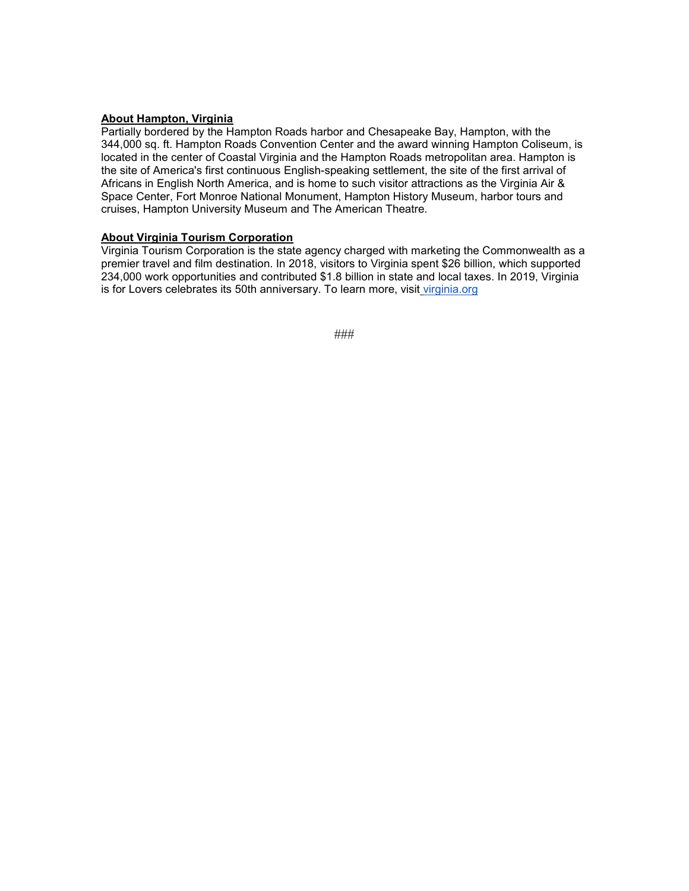**About Hampton, Virginia**

Partially bordered by the Hampton Roads harbor and Chesapeake Bay, Hampton, with the 344,000 sq. ft. Hampton Roads Convention Center and the award winning Hampton Coliseum, is located in the center of Coastal Virginia and the Hampton Roads metropolitan area. Hampton is the site of America's first continuous English-speaking settlement, the site of the first arrival of Africans in English North America, and is home to such visitor attractions as the Virginia Air & Space Center, Fort Monroe National Monument, Hampton History Museum, harbor tours and cruises, Hampton University Museum and The American Theatre.

**About Virginia Tourism Corporation**

Virginia Tourism Corporation is the state agency charged with marketing the Commonwealth as a premier travel and film destination. In 2018, visitors to Virginia spent $26 billion, which supported 234,000 work opportunities and contributed $1.8 billion in state and local taxes. In 2019, Virginia is for Lovers celebrates its 50th anniversary. To learn more, visit virginia.org

###